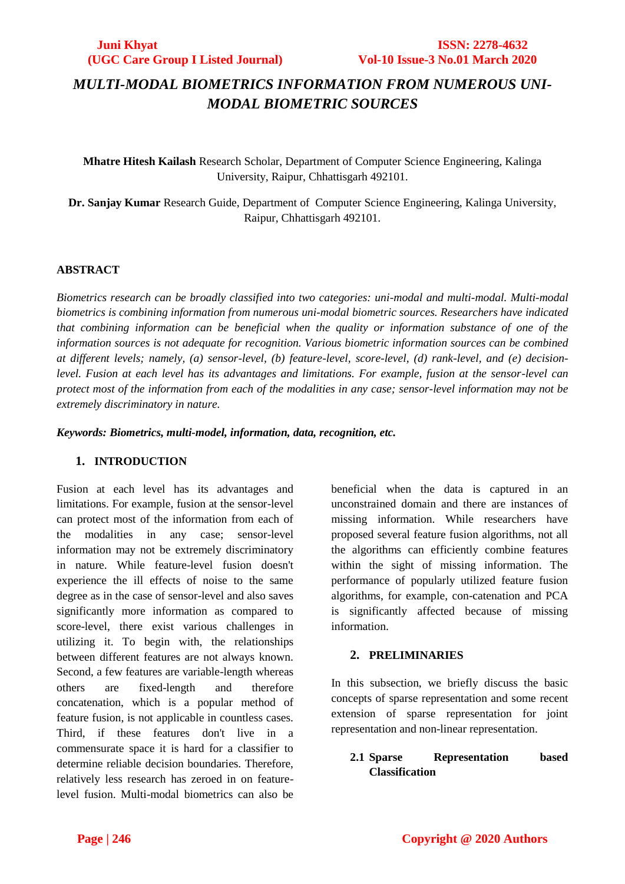# *MULTI-MODAL BIOMETRICS INFORMATION FROM NUMEROUS UNI-MODAL BIOMETRIC SOURCES*

**Mhatre Hitesh Kailash** Research Scholar, Department of Computer Science Engineering, Kalinga University, Raipur, Chhattisgarh 492101.

**Dr. Sanjay Kumar** Research Guide, Department of Computer Science Engineering, Kalinga University, Raipur, Chhattisgarh 492101.

## ABSTRACT

*Biometrics research can be broadly classified into two categories: uni-modal and multi-modal. Multi-modal biometrics is combining information from numerous uni-modal biometric sources. Researchers have indicated that combining information can be beneficial when the quality or information substance of one of the information sources is not adequate for recognition. Various biometric information sources can be combined at different levels; namely, (a) sensor-level, (b) feature-level, score-level, (d) rank-level, and (e) decision-level. Fusion at each level has its advantages and limitations. For example, fusion at the sensor-level can protect most of the information from each of the modalities in any case; sensor-level information may not be extremely discriminatory in nature.*

***Keywords: Biometrics, multi-model, information, data, recognition, etc.***

## 1. INTRODUCTION

Fusion at each level has its advantages and limitations. For example, fusion at the sensor-level can protect most of the information from each of the modalities in any case; sensor-level information may not be extremely discriminatory in nature. While feature-level fusion doesn't experience the ill effects of noise to the same degree as in the case of sensor-level and also saves significantly more information as compared to score-level, there exist various challenges in utilizing it. To begin with, the relationships between different features are not always known. Second, a few features are variable-length whereas others are fixed-length and therefore concatenation, which is a popular method of feature fusion, is not applicable in countless cases. Third, if these features don't live in a commensurate space it is hard for a classifier to determine reliable decision boundaries. Therefore, relatively less research has zeroed in on feature-level fusion. Multi-modal biometrics can also be beneficial when the data is captured in an unconstrained domain and there are instances of missing information. While researchers have proposed several feature fusion algorithms, not all the algorithms can efficiently combine features within the sight of missing information. The performance of popularly utilized feature fusion algorithms, for example, con-catenation and PCA is significantly affected because of missing information.

## 2. PRELIMINARIES

In this subsection, we briefly discuss the basic concepts of sparse representation and some recent extension of sparse representation for joint representation and non-linear representation.

### 2.1 Sparse Representation based Classification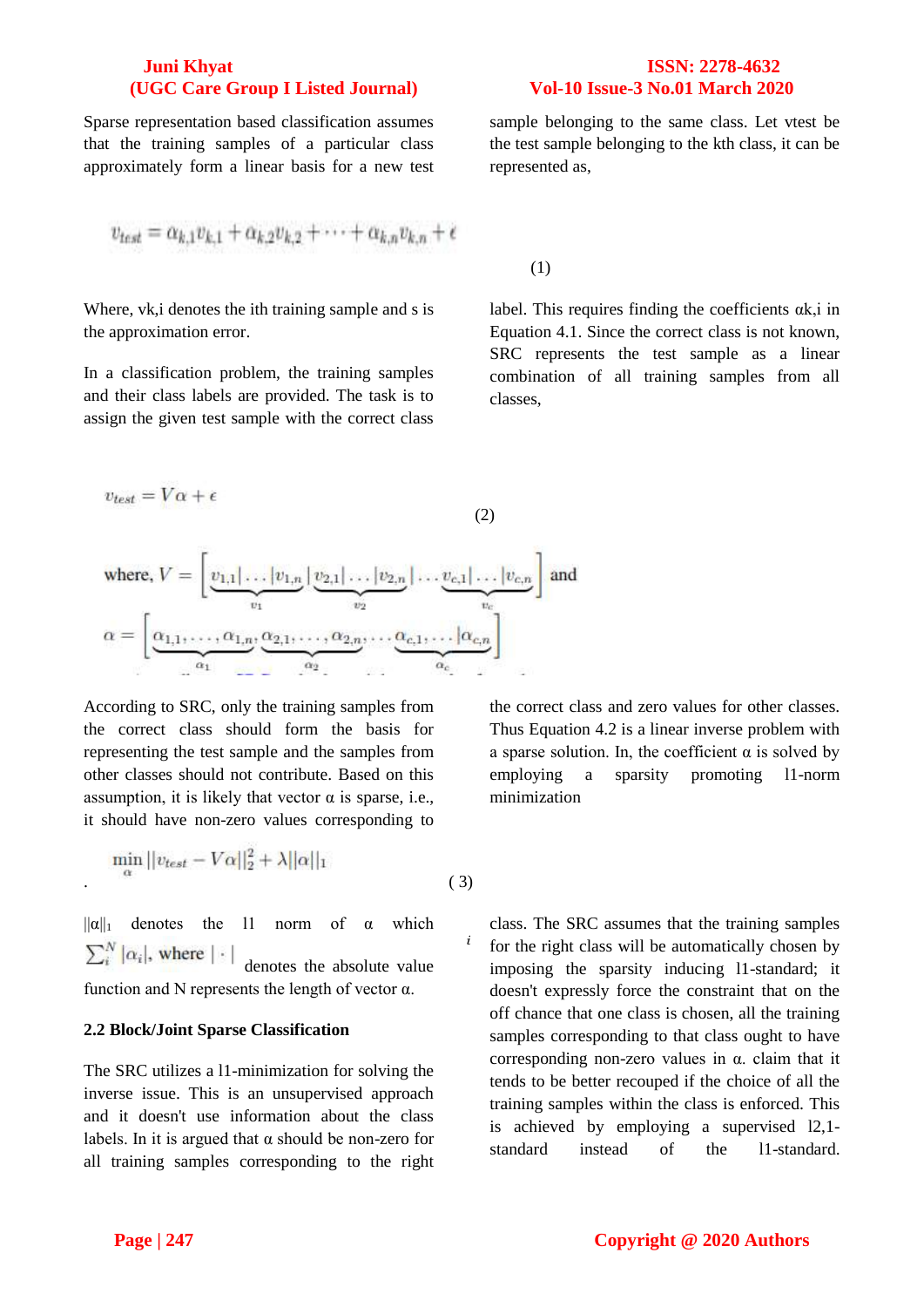Sparse representation based classification assumes that the training samples of a particular class approximately form a linear basis for a new test sample belonging to the same class. Let vtest be the test sample belonging to the kth class, it can be represented as,

$$v_{test} = \alpha_{k,1}v_{k,1} + \alpha_{k,2}v_{k,2} + \cdots + \alpha_{k,n}v_{k,n} + \epsilon \quad (1)$$

Where, vk,i denotes the ith training sample and s is the approximation error.

In a classification problem, the training samples and their class labels are provided. The task is to assign the given test sample with the correct class label. This requires finding the coefficients αk,i in Equation 4.1. Since the correct class is not known, SRC represents the test sample as a linear combination of all training samples from all classes,

$$v_{test} = V\alpha + \epsilon \quad (2)$$

where, $V = \left[\underbrace{v_{1,1}|\ldots|v_{1,n}}_{v_1}|\underbrace{v_{2,1}|\ldots|v_{2,n}}_{v_2}|\ldots\underbrace{v_{c,1}|\ldots|v_{c,n}}_{v_c}\right]$ and

$\alpha = \left[\underbrace{\alpha_{1,1},\ldots,\alpha_{1,n}}_{\alpha_1},\underbrace{\alpha_{2,1},\ldots,\alpha_{2,n}}_{\alpha_2},\ldots\underbrace{\alpha_{c,1},\ldots|\alpha_{c,n}}_{\alpha_c}\right]$

According to SRC, only the training samples from the correct class should form the basis for representing the test sample and the samples from other classes should not contribute. Based on this assumption, it is likely that vector α is sparse, i.e., it should have non-zero values corresponding to the correct class and zero values for other classes. Thus Equation 4.2 is a linear inverse problem with a sparse solution. In, the coefficient α is solved by employing a sparsity promoting l1-norm minimization

$$\min_{\alpha} ||v_{test} - V\alpha||_2^2 + \lambda||\alpha||_1 \quad (3)$$

$||\alpha||_1$ denotes the l1 norm of α which $\sum_i^N |\alpha_i|$, where $|\cdot|$ denotes the absolute value function and N represents the length of vector α.

### 2.2 Block/Joint Sparse Classification

The SRC utilizes a l1-minimization for solving the inverse issue. This is an unsupervised approach and it doesn't use information about the class labels. In it is argued that α should be non-zero for all training samples corresponding to the right class. The SRC assumes that the training samples for the right class will be automatically chosen by imposing the sparsity inducing l1-standard; it doesn't expressly force the constraint that on the off chance that one class is chosen, all the training samples corresponding to that class ought to have corresponding non-zero values in α. claim that it tends to be better recouped if the choice of all the training samples within the class is enforced. This is achieved by employing a supervised l2,1-standard instead of the l1-standard.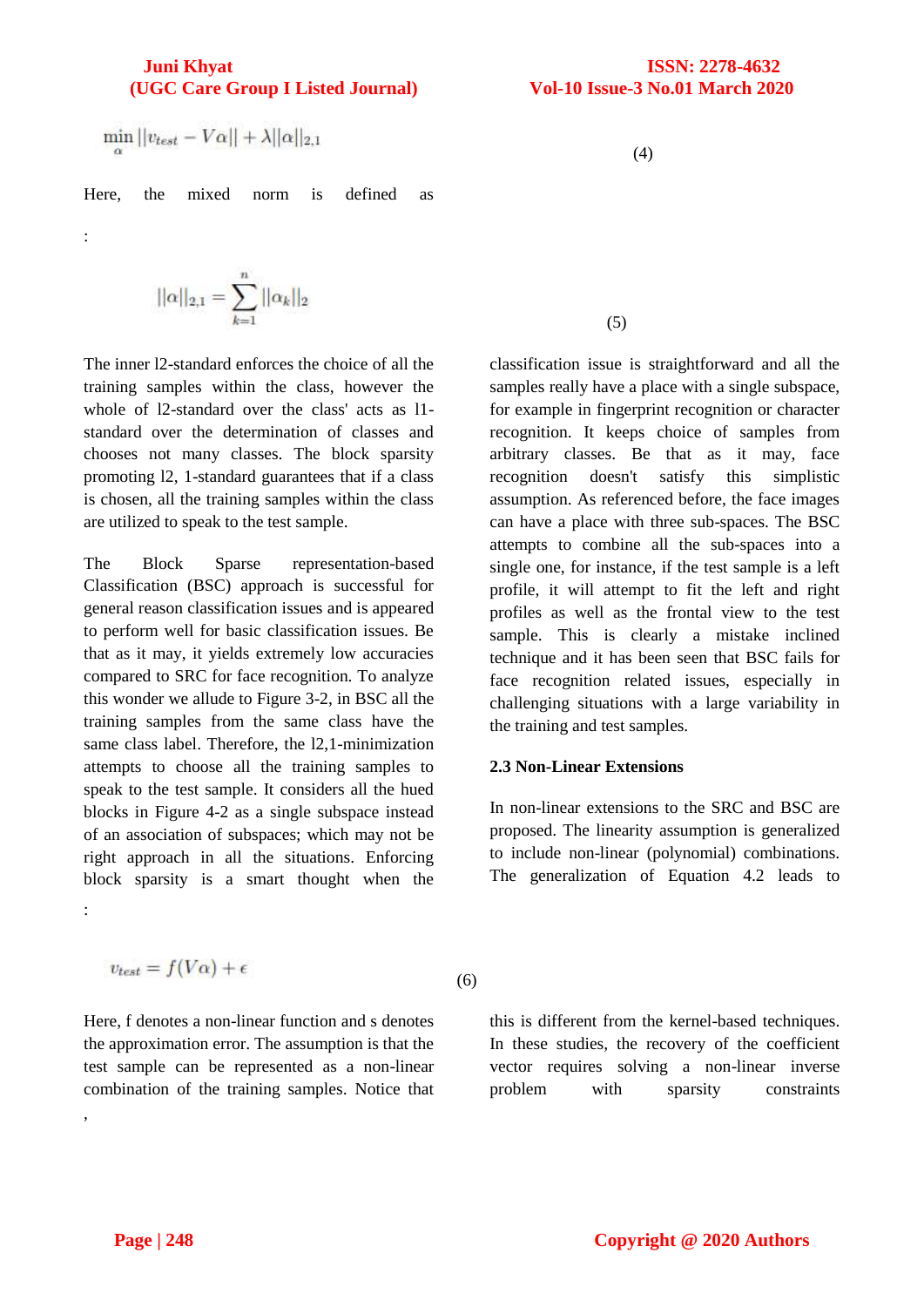$$\min_{\alpha} ||v_{test} - V\alpha|| + \lambda||\alpha||_{2,1} \quad (4)$$

Here, the mixed norm is defined as :

$$||\alpha||_{2,1} = \sum_{k=1}^{n} ||\alpha_k||_2 \quad (5)$$

The inner l2-standard enforces the choice of all the training samples within the class, however the whole of l2-standard over the class' acts as l1-standard over the determination of classes and chooses not many classes. The block sparsity promoting l2, 1-standard guarantees that if a class is chosen, all the training samples within the class are utilized to speak to the test sample.

The Block Sparse representation-based Classification (BSC) approach is successful for general reason classification issues and is appeared to perform well for basic classification issues. Be that as it may, it yields extremely low accuracies compared to SRC for face recognition. To analyze this wonder we allude to Figure 3-2, in BSC all the training samples from the same class have the same class label. Therefore, the l2,1-minimization attempts to choose all the training samples to speak to the test sample. It considers all the hued blocks in Figure 4-2 as a single subspace instead of an association of subspaces; which may not be right approach in all the situations. Enforcing block sparsity is a smart thought when the classification issue is straightforward and all the samples really have a place with a single subspace, for example in fingerprint recognition or character recognition. It keeps choice of samples from arbitrary classes. Be that as it may, face recognition doesn't satisfy this simplistic assumption. As referenced before, the face images can have a place with three sub-spaces. The BSC attempts to combine all the sub-spaces into a single one, for instance, if the test sample is a left profile, it will attempt to fit the left and right profiles as well as the frontal view to the test sample. This is clearly a mistake inclined technique and it has been seen that BSC fails for face recognition related issues, especially in challenging situations with a large variability in the training and test samples.

## 2.3 Non-Linear Extensions

In non-linear extensions to the SRC and BSC are proposed. The linearity assumption is generalized to include non-linear (polynomial) combinations. The generalization of Equation 4.2 leads to :

$$v_{test} = f(V\alpha) + \epsilon \quad (6)$$

Here, f denotes a non-linear function and s denotes the approximation error. The assumption is that the test sample can be represented as a non-linear combination of the training samples. Notice that this is different from the kernel-based techniques. In these studies, the recovery of the coefficient vector requires solving a non-linear inverse problem with sparsity constraints ,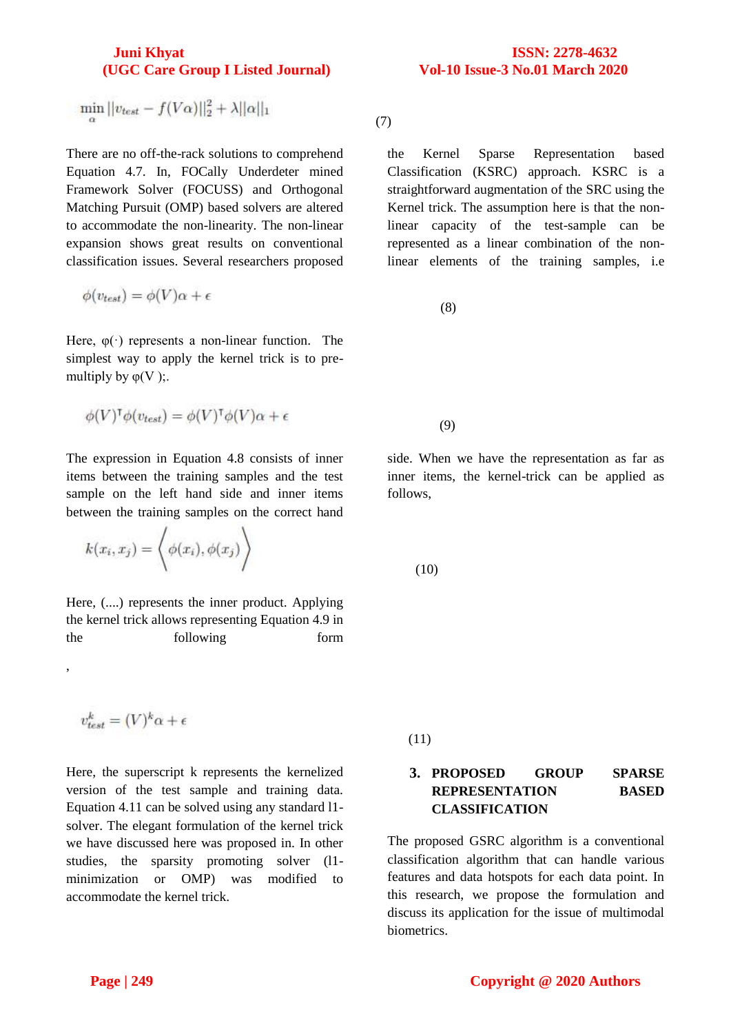$$\min_{\alpha} ||v_{test} - f(V\alpha)||_2^2 + \lambda||\alpha||_1 \quad (7)$$

There are no off-the-rack solutions to comprehend Equation 4.7. In, FOCally Underdeter mined Framework Solver (FOCUSS) and Orthogonal Matching Pursuit (OMP) based solvers are altered to accommodate the non-linearity. The non-linear expansion shows great results on conventional classification issues. Several researchers proposed the Kernel Sparse Representation based Classification (KSRC) approach. KSRC is a straightforward augmentation of the SRC using the Kernel trick. The assumption here is that the non-linear capacity of the test-sample can be represented as a linear combination of the non-linear elements of the training samples, i.e

$$\phi(v_{test}) = \phi(V)\alpha + \epsilon \quad (8)$$

Here, φ(·) represents a non-linear function. The simplest way to apply the kernel trick is to pre-multiply by φ(V );.

$$\phi(V)^{\intercal}\phi(v_{test}) = \phi(V)^{\intercal}\phi(V)\alpha + \epsilon \quad (9)$$

The expression in Equation 4.8 consists of inner items between the training samples and the test sample on the left hand side and inner items between the training samples on the correct hand side. When we have the representation as far as inner items, the kernel-trick can be applied as follows,

$$k(x_i, x_j) = \left\langle \phi(x_i), \phi(x_j) \right\rangle \quad (10)$$

Here, (....) represents the inner product. Applying the kernel trick allows representing Equation 4.9 in the following form

,

$$v_{test}^{k} = (V)^{k}\alpha + \epsilon \quad (11)$$

Here, the superscript k represents the kernelized version of the test sample and training data. Equation 4.11 can be solved using any standard l1-solver. The elegant formulation of the kernel trick we have discussed here was proposed in. In other studies, the sparsity promoting solver (l1-minimization or OMP) was modified to accommodate the kernel trick.

## 3. PROPOSED GROUP SPARSE REPRESENTATION BASED CLASSIFICATION

The proposed GSRC algorithm is a conventional classification algorithm that can handle various features and data hotspots for each data point. In this research, we propose the formulation and discuss its application for the issue of multimodal biometrics.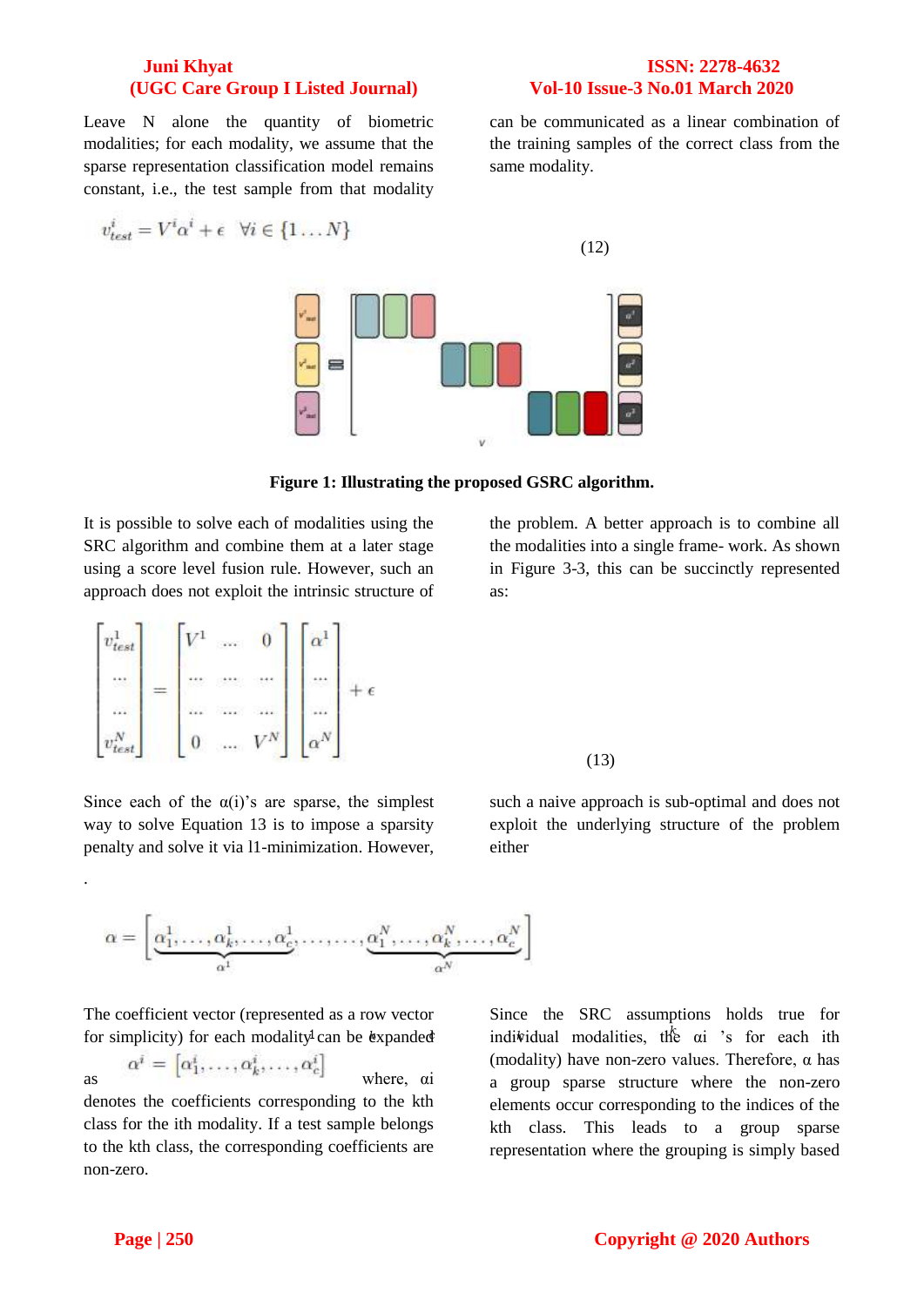Leave N alone the quantity of biometric modalities; for each modality, we assume that the sparse representation classification model remains constant, i.e., the test sample from that modality can be communicated as a linear combination of the training samples of the correct class from the same modality.

$$v^i_{test} = V^i \alpha^i + \epsilon \quad \forall i \in \{1 \dots N\} \tag{12}$$

**Figure 1: Illustrating the proposed GSRC algorithm.**

It is possible to solve each of modalities using the SRC algorithm and combine them at a later stage using a score level fusion rule. However, such an approach does not exploit the intrinsic structure of the problem. A better approach is to combine all the modalities into a single frame- work. As shown in Figure 3-3, this can be succinctly represented as:

$$\begin{bmatrix} v^1_{test} \\ \dots \\ \dots \\ v^N_{test} \end{bmatrix} = \begin{bmatrix} V^1 & \dots & 0 \\ \dots & \dots & \dots \\ \dots & \dots & \dots \\ 0 & \dots & V^N \end{bmatrix} \begin{bmatrix} \alpha^1 \\ \dots \\ \dots \\ \alpha^N \end{bmatrix} + \epsilon \tag{13}$$

Since each of the α(i)'s are sparse, the simplest way to solve Equation 13 is to impose a sparsity penalty and solve it via l1-minimization. However, such a naive approach is sub-optimal and does not exploit the underlying structure of the problem either

.

$$\alpha = \Big[\underbrace{\alpha^1_1, \dots, \alpha^1_k, \dots, \alpha^1_c}_{\alpha^1}, \dots, \dots, \underbrace{\alpha^N_1, \dots, \alpha^N_k, \dots, \alpha^N_c}_{\alpha^N}\Big]$$

The coefficient vector (represented as a row vector for simplicity) for each modality can be expanded as $\alpha^i = \left[\alpha^i_1, \dots, \alpha^i_k, \dots, \alpha^i_c\right]$ where, $\alpha^i_k$ denotes the coefficients corresponding to the kth class for the ith modality. If a test sample belongs to the kth class, the corresponding coefficients are non-zero.

Since the SRC assumptions holds true for individual modalities, the $\alpha^i_k$ 's for each ith (modality) have non-zero values. Therefore, α has a group sparse structure where the non-zero elements occur corresponding to the indices of the kth class. This leads to a group sparse representation where the grouping is simply based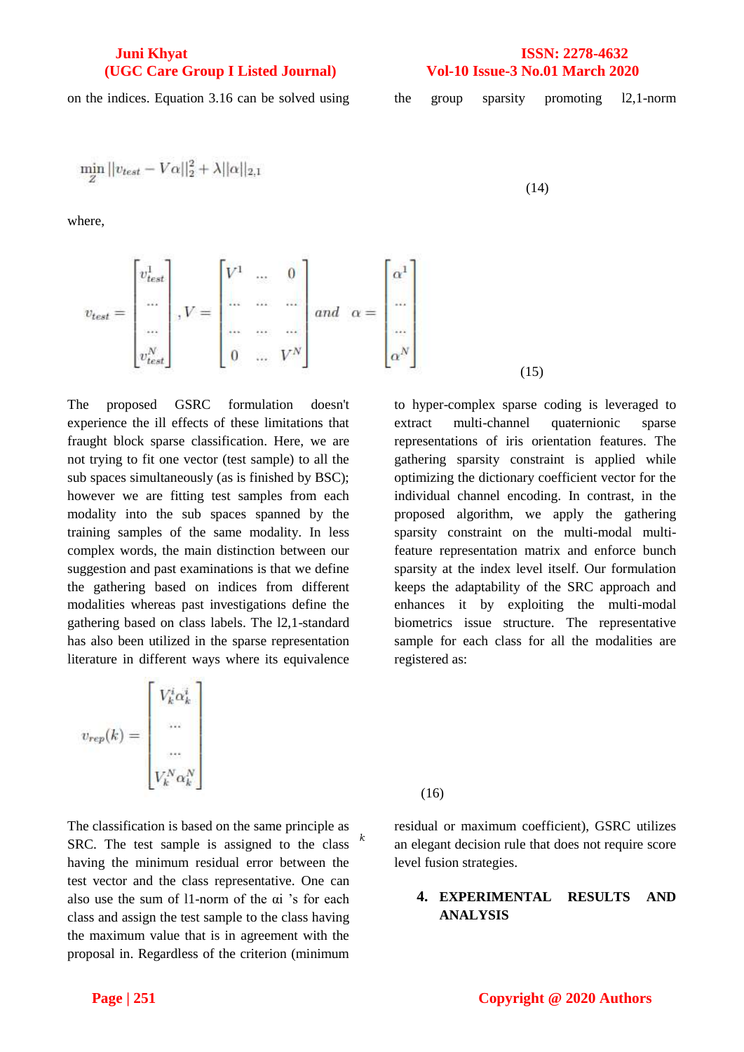on the indices. Equation 3.16 can be solved using the group sparsity promoting l2,1-norm

$$\min_{Z} ||v_{test} - V\alpha||_2^2 + \lambda||\alpha||_{2,1} \quad (14)$$

where,

$$v_{test} = \begin{bmatrix} v_{test}^1 \\ \cdots \\ \cdots \\ v_{test}^N \end{bmatrix}, V = \begin{bmatrix} V^1 & \cdots & 0 \\ \cdots & \cdots & \cdots \\ \cdots & \cdots & \cdots \\ 0 & \cdots & V^N \end{bmatrix} \text{ and } \alpha = \begin{bmatrix} \alpha^1 \\ \cdots \\ \cdots \\ \alpha^N \end{bmatrix} \quad (15)$$

The proposed GSRC formulation doesn't experience the ill effects of these limitations that fraught block sparse classification. Here, we are not trying to fit one vector (test sample) to all the sub spaces simultaneously (as is finished by BSC); however we are fitting test samples from each modality into the sub spaces spanned by the training samples of the same modality. In less complex words, the main distinction between our suggestion and past examinations is that we define the gathering based on indices from different modalities whereas past investigations define the gathering based on class labels. The l2,1-standard has also been utilized in the sparse representation literature in different ways where its equivalence to hyper-complex sparse coding is leveraged to extract multi-channel quaternionic sparse representations of iris orientation features. The gathering sparsity constraint is applied while optimizing the dictionary coefficient vector for the individual channel encoding. In contrast, in the proposed algorithm, we apply the gathering sparsity constraint on the multi-modal multi-feature representation matrix and enforce bunch sparsity at the index level itself. Our formulation keeps the adaptability of the SRC approach and enhances it by exploiting the multi-modal biometrics issue structure. The representative sample for each class for all the modalities are registered as:

$$v_{rep}(k) = \begin{bmatrix} V_k^i \alpha_k^i \\ \cdots \\ \cdots \\ V_k^N \alpha_k^N \end{bmatrix} \quad (16)$$

The classification is based on the same principle as SRC. The test sample is assigned to the class $k$ having the minimum residual error between the test vector and the class representative. One can also use the sum of l1-norm of the $\alpha_i$ 's for each class and assign the test sample to the class having the maximum value that is in agreement with the proposal in. Regardless of the criterion (minimum residual or maximum coefficient), GSRC utilizes an elegant decision rule that does not require score level fusion strategies.

## 4. EXPERIMENTAL RESULTS AND ANALYSIS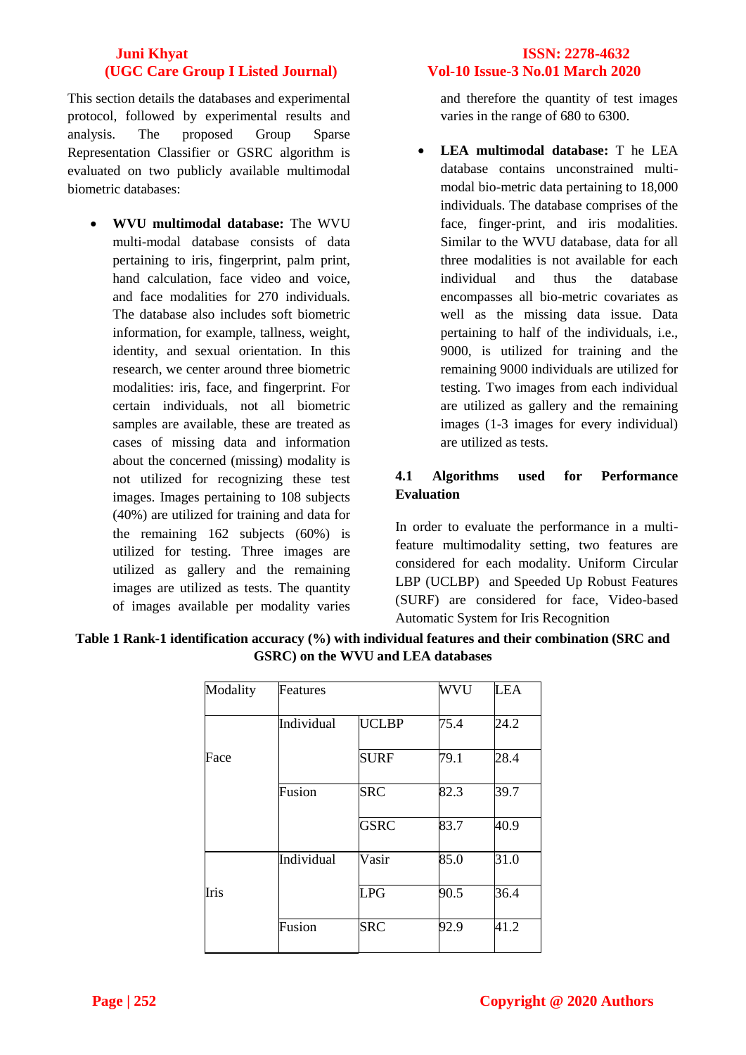This section details the databases and experimental protocol, followed by experimental results and analysis. The proposed Group Sparse Representation Classifier or GSRC algorithm is evaluated on two publicly available multimodal biometric databases:

- **WVU multimodal database:** The WVU multi-modal database consists of data pertaining to iris, fingerprint, palm print, hand calculation, face video and voice, and face modalities for 270 individuals. The database also includes soft biometric information, for example, tallness, weight, identity, and sexual orientation. In this research, we center around three biometric modalities: iris, face, and fingerprint. For certain individuals, not all biometric samples are available, these are treated as cases of missing data and information about the concerned (missing) modality is not utilized for recognizing these test images. Images pertaining to 108 subjects (40%) are utilized for training and data for the remaining 162 subjects (60%) is utilized for testing. Three images are utilized as gallery and the remaining images are utilized as tests. The quantity of images available per modality varies and therefore the quantity of test images varies in the range of 680 to 6300.

- **LEA multimodal database:** T he LEA database contains unconstrained multi-modal bio-metric data pertaining to 18,000 individuals. The database comprises of the face, finger-print, and iris modalities. Similar to the WVU database, data for all three modalities is not available for each individual and thus the database encompasses all bio-metric covariates as well as the missing data issue. Data pertaining to half of the individuals, i.e., 9000, is utilized for training and the remaining 9000 individuals are utilized for testing. Two images from each individual are utilized as gallery and the remaining images (1-3 images for every individual) are utilized as tests.

### 4.1 Algorithms used for Performance Evaluation

In order to evaluate the performance in a multi-feature multimodality setting, two features are considered for each modality. Uniform Circular LBP (UCLBP) and Speeded Up Robust Features (SURF) are considered for face, Video-based Automatic System for Iris Recognition

**Table 1 Rank-1 identification accuracy (%) with individual features and their combination (SRC and GSRC) on the WVU and LEA databases**

| Modality | Features | | WVU | LEA |
|---|---|---|---|---|
| Face | Individual | UCLBP | 75.4 | 24.2 |
| | | SURF | 79.1 | 28.4 |
| | Fusion | SRC | 82.3 | 39.7 |
| | | GSRC | 83.7 | 40.9 |
| Iris | Individual | Vasir | 85.0 | 31.0 |
| | | LPG | 90.5 | 36.4 |
| | Fusion | SRC | 92.9 | 41.2 |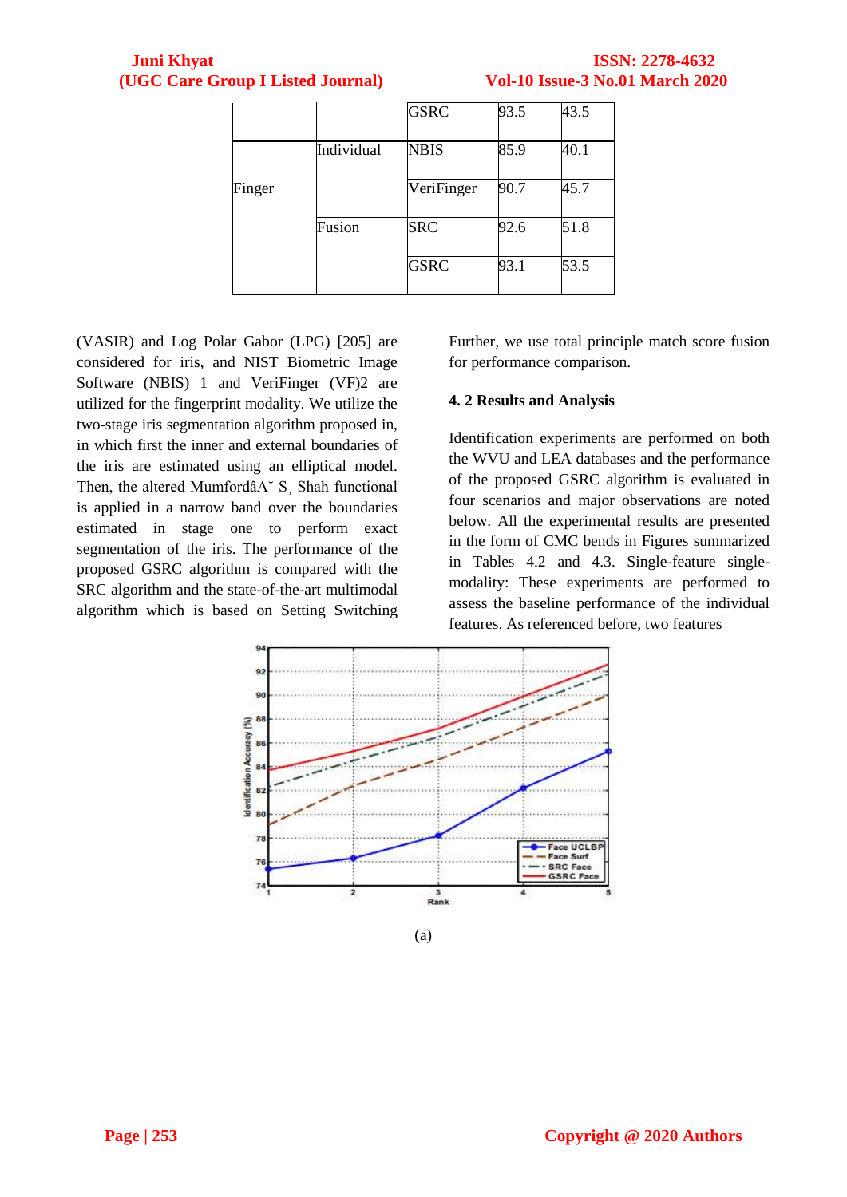|  |  | GSRC | 93.5 | 43.5 |
|---|---|---|---|---|
| Finger | Individual | NBIS | 85.9 | 40.1 |
|  |  | VeriFinger | 90.7 | 45.7 |
|  | Fusion | SRC | 92.6 | 51.8 |
|  |  | GSRC | 93.1 | 53.5 |

(VASIR) and Log Polar Gabor (LPG) [205] are considered for iris, and NIST Biometric Image Software (NBIS) 1 and VeriFinger (VF)2 are utilized for the fingerprint modality. We utilize the two-stage iris segmentation algorithm proposed in, in which first the inner and external boundaries of the iris are estimated using an elliptical model. Then, the altered MumfordâA˘ S¸ Shah functional is applied in a narrow band over the boundaries estimated in stage one to perform exact segmentation of the iris. The performance of the proposed GSRC algorithm is compared with the SRC algorithm and the state-of-the-art multimodal algorithm which is based on Setting Switching Further, we use total principle match score fusion for performance comparison.

### 4. 2 Results and Analysis

Identification experiments are performed on both the WVU and LEA databases and the performance of the proposed GSRC algorithm is evaluated in four scenarios and major observations are noted below. All the experimental results are presented in the form of CMC bends in Figures summarized in Tables 4.2 and 4.3. Single-feature single-modality: These experiments are performed to assess the baseline performance of the individual features. As referenced before, two features

(a)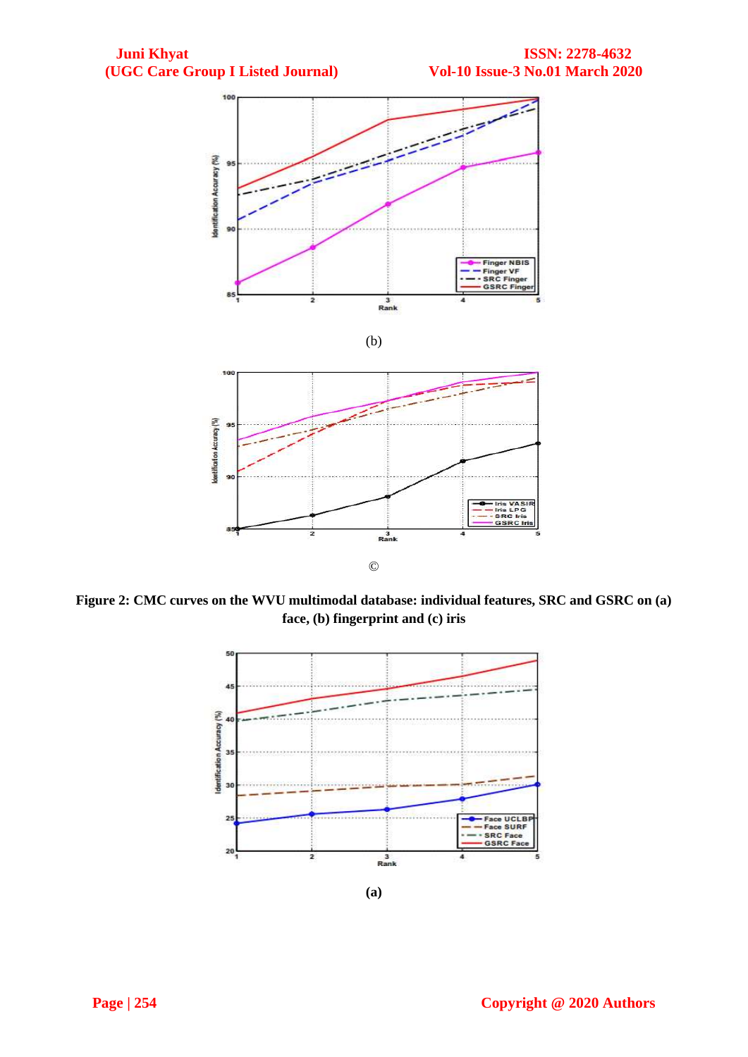(b)

©

**Figure 2: CMC curves on the WVU multimodal database: individual features, SRC and GSRC on (a) face, (b) fingerprint and (c) iris**

**(a)**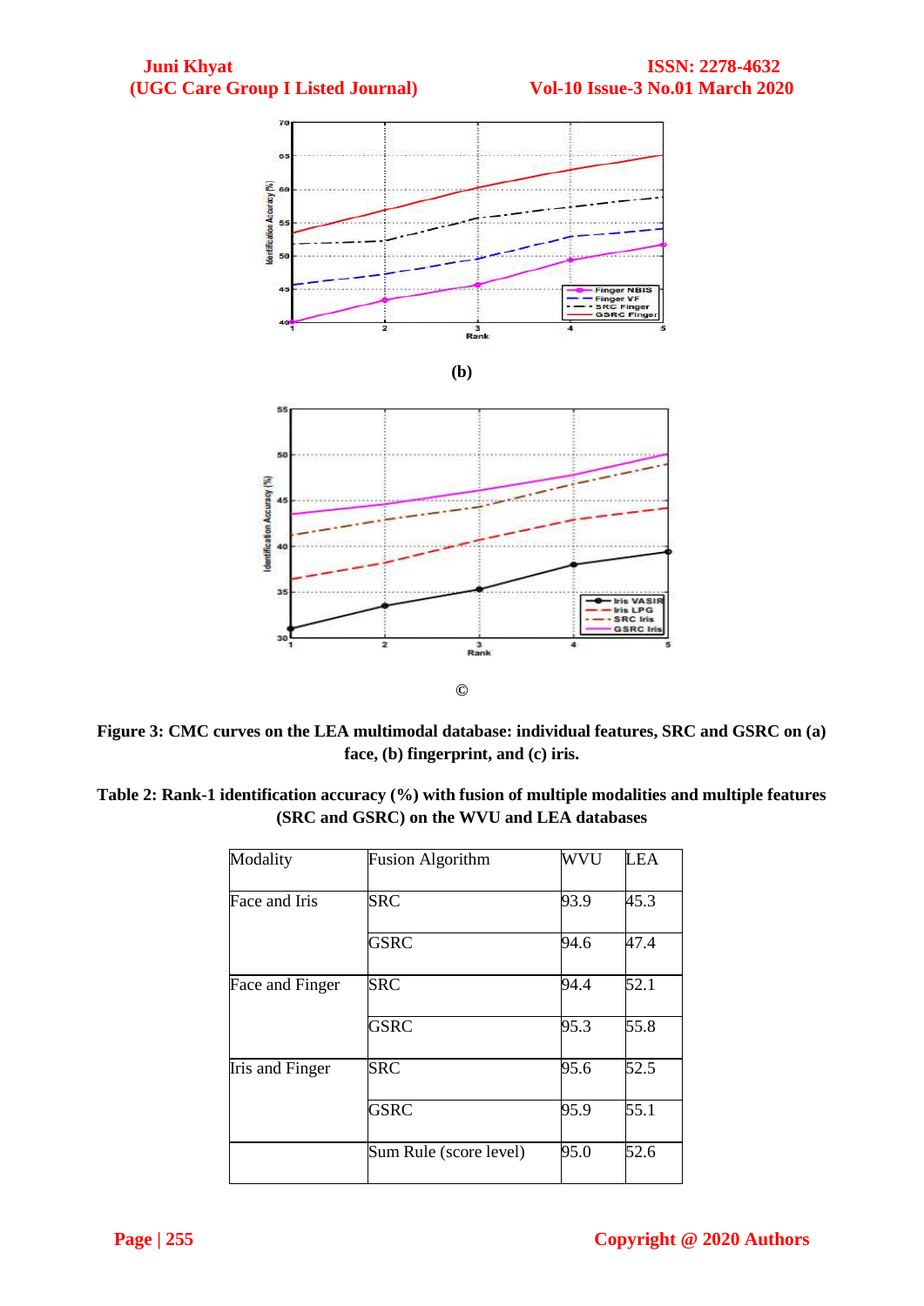(b)

©

**Figure 3: CMC curves on the LEA multimodal database: individual features, SRC and GSRC on (a) face, (b) fingerprint, and (c) iris.**

**Table 2: Rank-1 identification accuracy (%) with fusion of multiple modalities and multiple features (SRC and GSRC) on the WVU and LEA databases**

| Modality | Fusion Algorithm | WVU | LEA |
|---|---|---|---|
| Face and Iris | SRC | 93.9 | 45.3 |
| | GSRC | 94.6 | 47.4 |
| Face and Finger | SRC | 94.4 | 52.1 |
| | GSRC | 95.3 | 55.8 |
| Iris and Finger | SRC | 95.6 | 52.5 |
| | GSRC | 95.9 | 55.1 |
| | Sum Rule (score level) | 95.0 | 52.6 |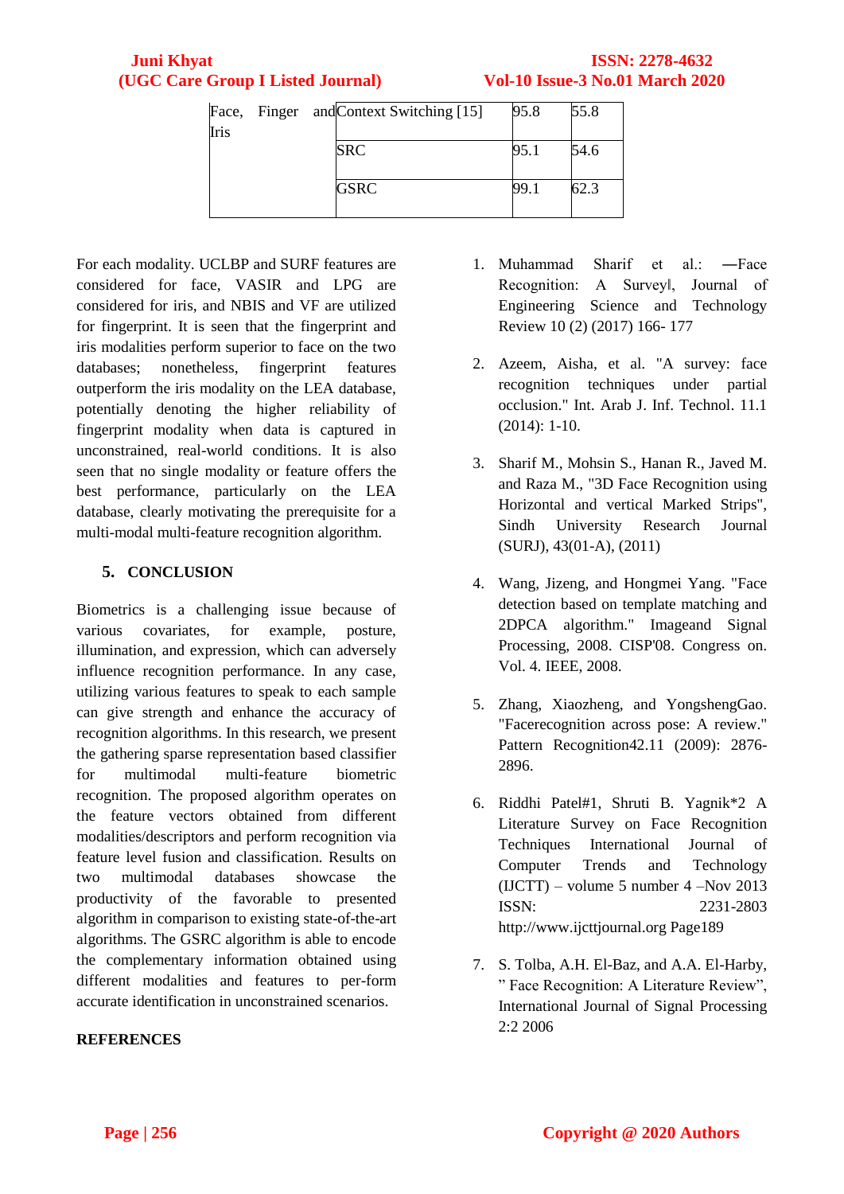| Face, Finger and Iris | Context Switching [15] | 95.8 | 55.8 |
|---|---|---|---|
| | SRC | 95.1 | 54.6 |
| | GSRC | 99.1 | 62.3 |

For each modality. UCLBP and SURF features are considered for face, VASIR and LPG are considered for iris, and NBIS and VF are utilized for fingerprint. It is seen that the fingerprint and iris modalities perform superior to face on the two databases; nonetheless, fingerprint features outperform the iris modality on the LEA database, potentially denoting the higher reliability of fingerprint modality when data is captured in unconstrained, real-world conditions. It is also seen that no single modality or feature offers the best performance, particularly on the LEA database, clearly motivating the prerequisite for a multi-modal multi-feature recognition algorithm.

## 5. CONCLUSION

Biometrics is a challenging issue because of various covariates, for example, posture, illumination, and expression, which can adversely influence recognition performance. In any case, utilizing various features to speak to each sample can give strength and enhance the accuracy of recognition algorithms. In this research, we present the gathering sparse representation based classifier for multimodal multi-feature biometric recognition. The proposed algorithm operates on the feature vectors obtained from different modalities/descriptors and perform recognition via feature level fusion and classification. Results on two multimodal databases showcase the productivity of the favorable to presented algorithm in comparison to existing state-of-the-art algorithms. The GSRC algorithm is able to encode the complementary information obtained using different modalities and features to per-form accurate identification in unconstrained scenarios.

## REFERENCES

1. Muhammad Sharif et al.: ―Face Recognition: A Survey‖, Journal of Engineering Science and Technology Review 10 (2) (2017) 166- 177
2. Azeem, Aisha, et al. "A survey: face recognition techniques under partial occlusion." Int. Arab J. Inf. Technol. 11.1 (2014): 1-10.
3. Sharif M., Mohsin S., Hanan R., Javed M. and Raza M., "3D Face Recognition using Horizontal and vertical Marked Strips", Sindh University Research Journal (SURJ), 43(01-A), (2011)
4. Wang, Jizeng, and Hongmei Yang. "Face detection based on template matching and 2DPCA algorithm." Imageand Signal Processing, 2008. CISP'08. Congress on. Vol. 4. IEEE, 2008.
5. Zhang, Xiaozheng, and YongshengGao. "Facerecognition across pose: A review." Pattern Recognition42.11 (2009): 2876-2896.
6. Riddhi Patel#1, Shruti B. Yagnik*2 A Literature Survey on Face Recognition Techniques International Journal of Computer Trends and Technology (IJCTT) – volume 5 number 4 –Nov 2013 ISSN: 2231-2803 http://www.ijcttjournal.org Page189
7. S. Tolba, A.H. El-Baz, and A.A. El-Harby, " Face Recognition: A Literature Review", International Journal of Signal Processing 2:2 2006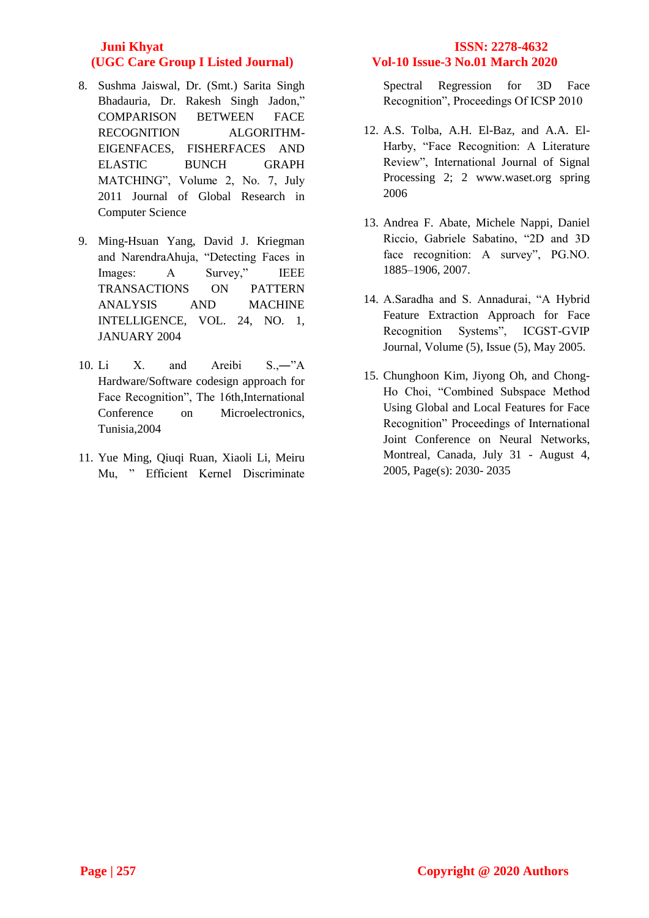8. Sushma Jaiswal, Dr. (Smt.) Sarita Singh Bhadauria, Dr. Rakesh Singh Jadon," COMPARISON BETWEEN FACE RECOGNITION ALGORITHM-EIGENFACES, FISHERFACES AND ELASTIC BUNCH GRAPH MATCHING", Volume 2, No. 7, July 2011 Journal of Global Research in Computer Science

9. Ming-Hsuan Yang, David J. Kriegman and NarendraAhuja, "Detecting Faces in Images: A Survey," IEEE TRANSACTIONS ON PATTERN ANALYSIS AND MACHINE INTELLIGENCE, VOL. 24, NO. 1, JANUARY 2004

10. Li X. and Areibi S.,―"A Hardware/Software codesign approach for Face Recognition", The 16th,International Conference on Microelectronics, Tunisia,2004

11. Yue Ming, Qiuqi Ruan, Xiaoli Li, Meiru Mu, " Efficient Kernel Discriminate Spectral Regression for 3D Face Recognition", Proceedings Of ICSP 2010

12. A.S. Tolba, A.H. El-Baz, and A.A. El-Harby, "Face Recognition: A Literature Review", International Journal of Signal Processing 2; 2 www.waset.org spring 2006

13. Andrea F. Abate, Michele Nappi, Daniel Riccio, Gabriele Sabatino, "2D and 3D face recognition: A survey", PG.NO. 1885–1906, 2007.

14. A.Saradha and S. Annadurai, "A Hybrid Feature Extraction Approach for Face Recognition Systems", ICGST-GVIP Journal, Volume (5), Issue (5), May 2005.

15. Chunghoon Kim, Jiyong Oh, and Chong-Ho Choi, "Combined Subspace Method Using Global and Local Features for Face Recognition" Proceedings of International Joint Conference on Neural Networks, Montreal, Canada, July 31 - August 4, 2005, Page(s): 2030- 2035